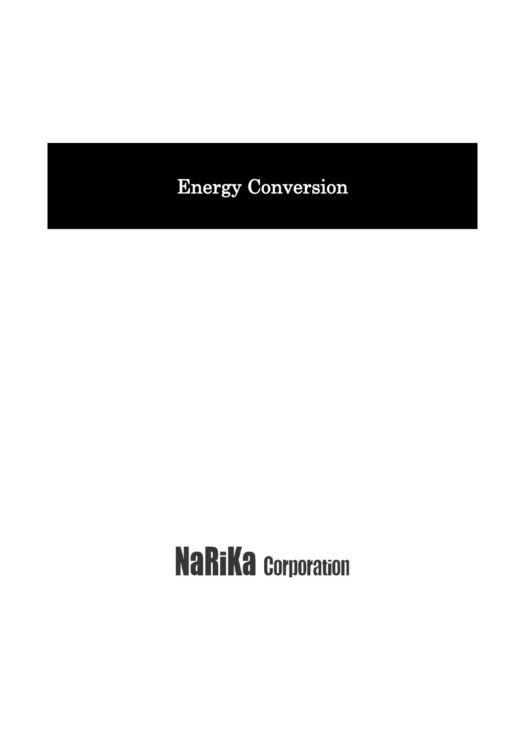# Energy Conversion

NaRiKa Corporation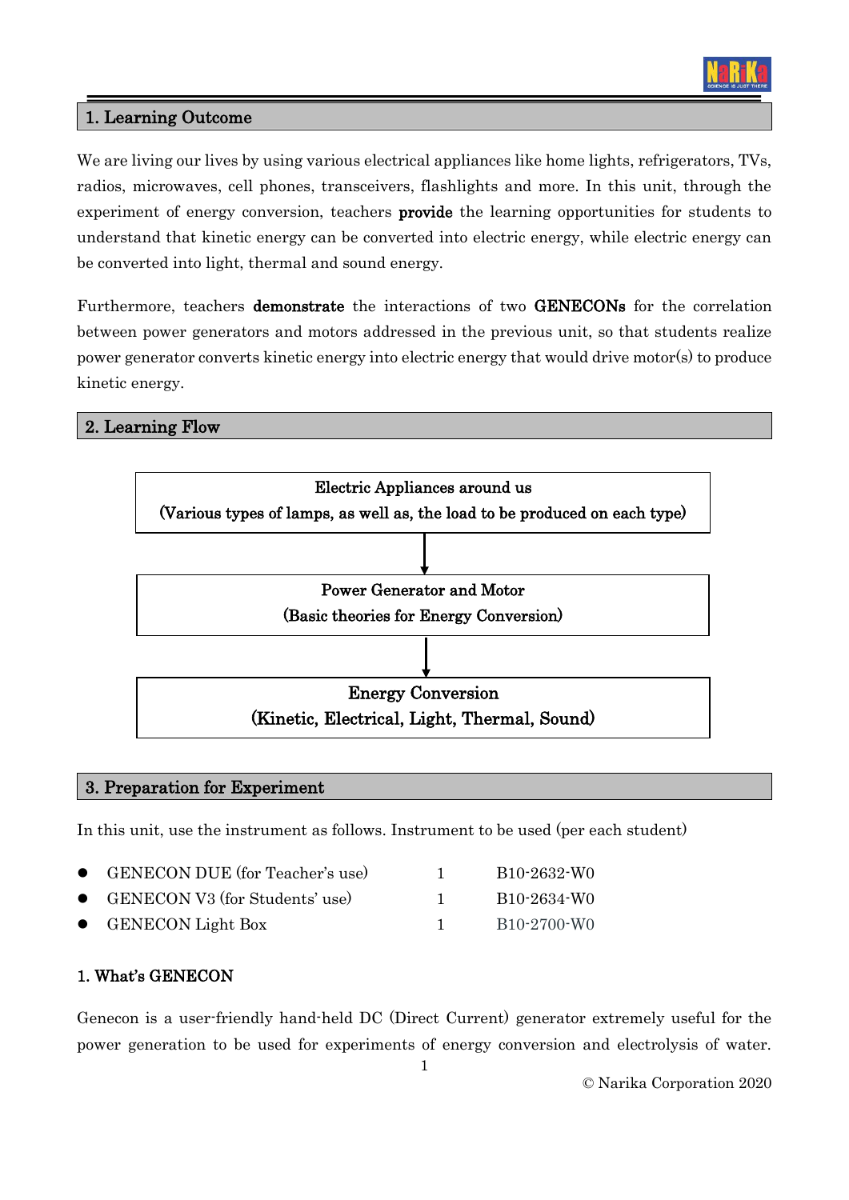## 1. Learning Outcome

We are living our lives by using various electrical appliances like home lights, refrigerators, TVs, radios, microwaves, cell phones, transceivers, flashlights and more. In this unit, through the experiment of energy conversion, teachers **provide** the learning opportunities for students to understand that kinetic energy can be converted into electric energy, while electric energy can be converted into light, thermal and sound energy.

Furthermore, teachers **demonstrate** the interactions of two **GENECONs** for the correlation between power generators and motors addressed in the previous unit, so that students realize power generator converts kinetic energy into electric energy that would drive motor(s) to produce kinetic energy.

## 2. Learning Flow

**Electric Appliances around us**
**(Various types of lamps, as well as, the load to be produced on each type)**

↓

**Power Generator and Motor**
**(Basic theories for Energy Conversion)**

↓

**Energy Conversion**
**(Kinetic, Electrical, Light, Thermal, Sound)**

## 3. Preparation for Experiment

In this unit, use the instrument as follows. Instrument to be used (per each student)

- GENECON DUE (for Teacher's use) 1 B10-2632-W0
- GENECON V3 (for Students' use) 1 B10-2634-W0
- GENECON Light Box 1 B10-2700-W0

### 1. What's GENECON

Genecon is a user-friendly hand-held DC (Direct Current) generator extremely useful for the power generation to be used for experiments of energy conversion and electrolysis of water.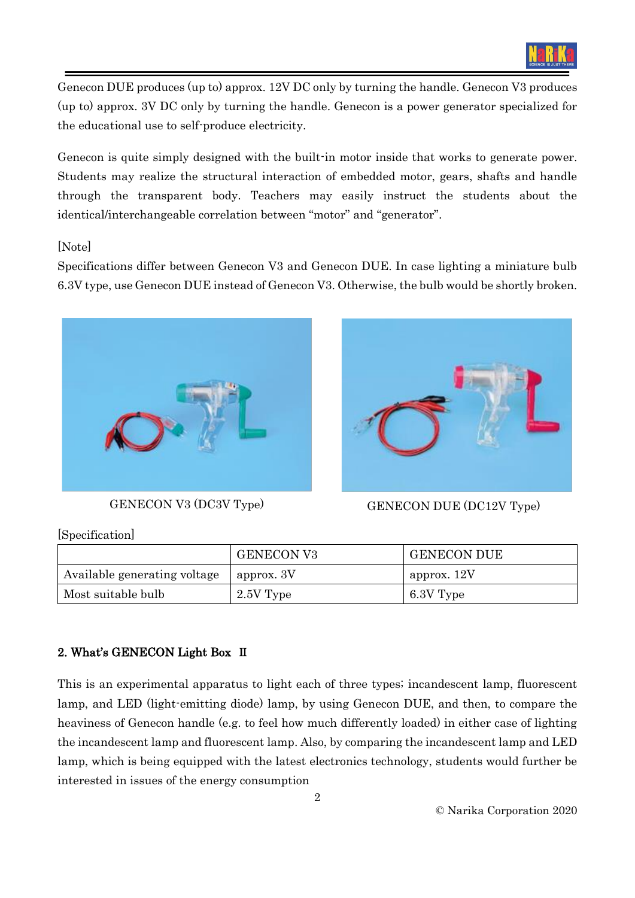Genecon DUE produces (up to) approx. 12V DC only by turning the handle. Genecon V3 produces (up to) approx. 3V DC only by turning the handle. Genecon is a power generator specialized for the educational use to self-produce electricity.

Genecon is quite simply designed with the built-in motor inside that works to generate power. Students may realize the structural interaction of embedded motor, gears, shafts and handle through the transparent body. Teachers may easily instruct the students about the identical/interchangeable correlation between "motor" and "generator".

[Note]
Specifications differ between Genecon V3 and Genecon DUE. In case lighting a miniature bulb 6.3V type, use Genecon DUE instead of Genecon V3. Otherwise, the bulb would be shortly broken.

GENECON V3 (DC3V Type)

GENECON DUE (DC12V Type)

[Specification]

| | GENECON V3 | GENECON DUE |
|---|---|---|
| Available generating voltage | approx. 3V | approx. 12V |
| Most suitable bulb | 2.5V Type | 6.3V Type |

## 2. What's GENECON Light Box Ⅱ

This is an experimental apparatus to light each of three types; incandescent lamp, fluorescent lamp, and LED (light-emitting diode) lamp, by using Genecon DUE, and then, to compare the heaviness of Genecon handle (e.g. to feel how much differently loaded) in either case of lighting the incandescent lamp and fluorescent lamp. Also, by comparing the incandescent lamp and LED lamp, which is being equipped with the latest electronics technology, students would further be interested in issues of the energy consumption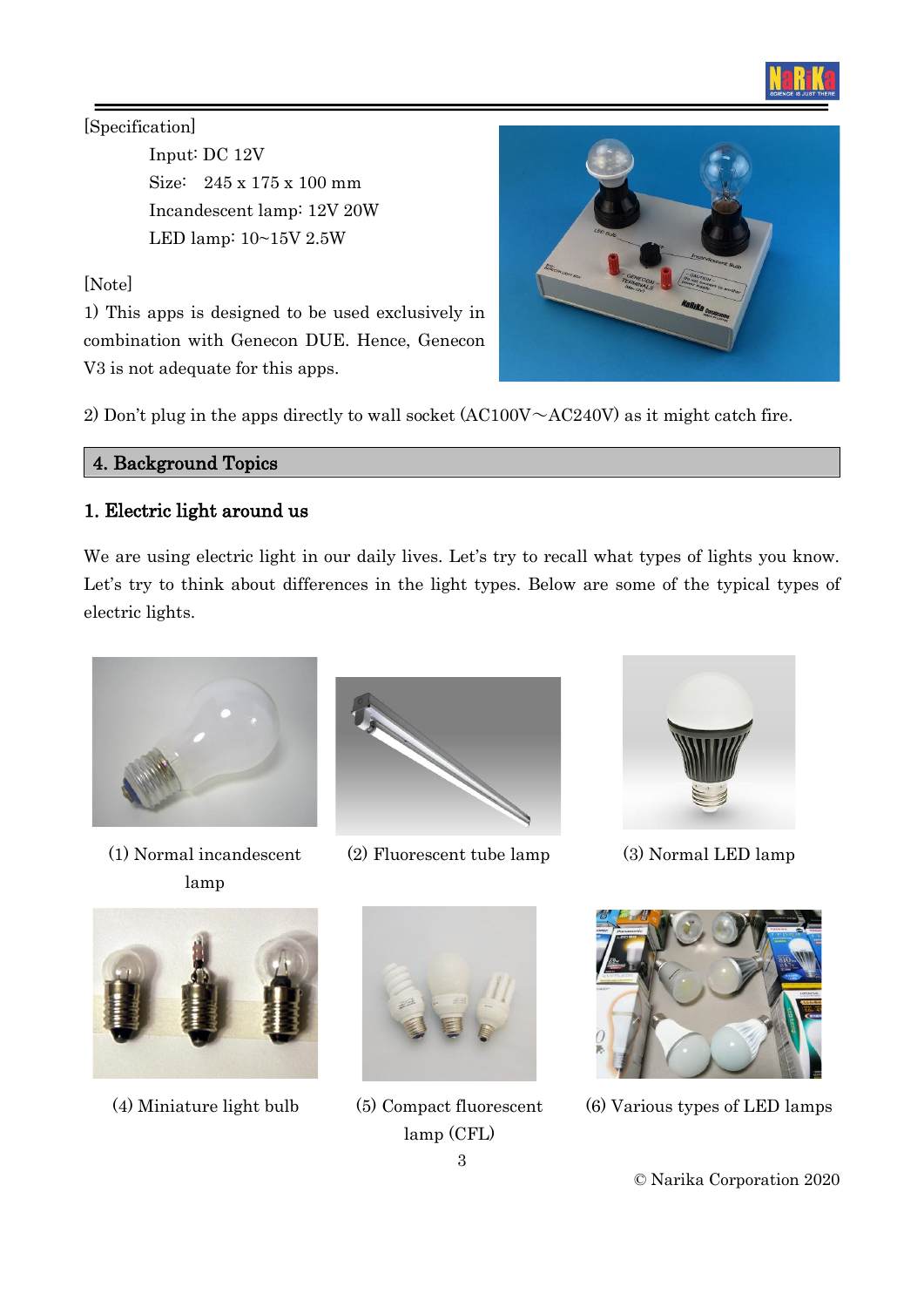[Specification]

Input: DC 12V
Size: 245 x 175 x 100 mm
Incandescent lamp: 12V 20W
LED lamp: 10~15V 2.5W

[Note]

1) This apps is designed to be used exclusively in combination with Genecon DUE. Hence, Genecon V3 is not adequate for this apps.

2) Don't plug in the apps directly to wall socket (AC100V～AC240V) as it might catch fire.

## 4. Background Topics

### 1. Electric light around us

We are using electric light in our daily lives. Let's try to recall what types of lights you know. Let's try to think about differences in the light types. Below are some of the typical types of electric lights.

(1) Normal incandescent lamp

(2) Fluorescent tube lamp

(3) Normal LED lamp

(4) Miniature light bulb

(5) Compact fluorescent lamp (CFL)

(6) Various types of LED lamps

© Narika Corporation 2020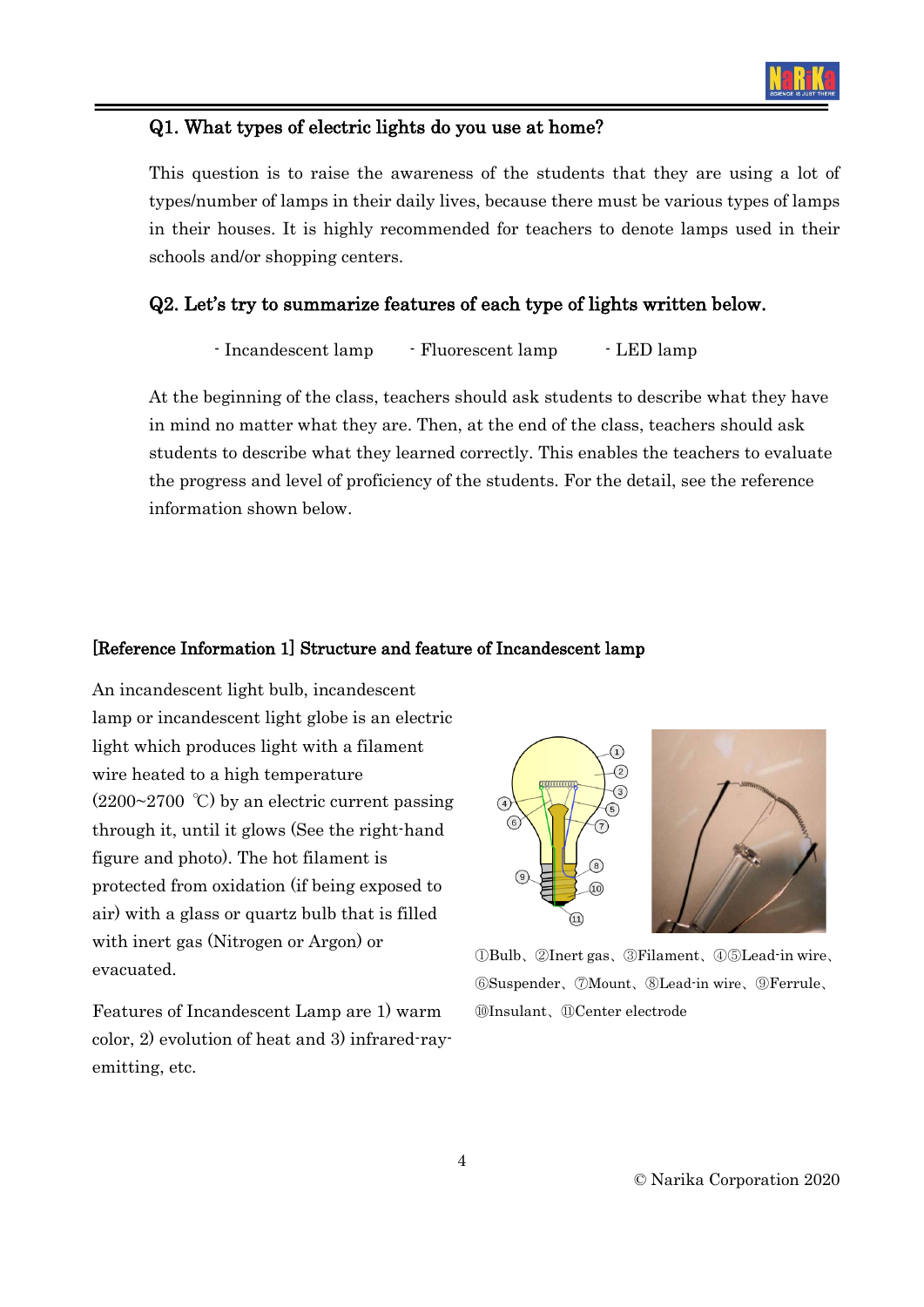## Q1. What types of electric lights do you use at home?

This question is to raise the awareness of the students that they are using a lot of types/number of lamps in their daily lives, because there must be various types of lamps in their houses. It is highly recommended for teachers to denote lamps used in their schools and/or shopping centers.

## Q2. Let's try to summarize features of each type of lights written below.

- Incandescent lamp - Fluorescent lamp - LED lamp

At the beginning of the class, teachers should ask students to describe what they have in mind no matter what they are. Then, at the end of the class, teachers should ask students to describe what they learned correctly. This enables the teachers to evaluate the progress and level of proficiency of the students. For the detail, see the reference information shown below.

### [Reference Information 1] Structure and feature of Incandescent lamp

An incandescent light bulb, incandescent lamp or incandescent light globe is an electric light which produces light with a filament wire heated to a high temperature (2200~2700 ℃) by an electric current passing through it, until it glows (See the right-hand figure and photo). The hot filament is protected from oxidation (if being exposed to air) with a glass or quartz bulb that is filled with inert gas (Nitrogen or Argon) or evacuated.

Features of Incandescent Lamp are 1) warm color, 2) evolution of heat and 3) infrared-ray-emitting, etc.

①Bulb、②Inert gas、③Filament、④⑤Lead-in wire、⑥Suspender、⑦Mount、⑧Lead-in wire、⑨Ferrule、⑩Insulant、⑪Center electrode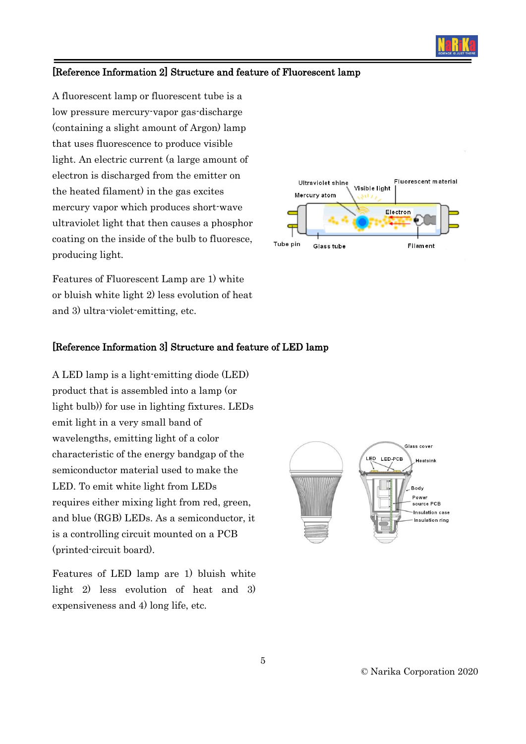## [Reference Information 2] Structure and feature of Fluorescent lamp

A fluorescent lamp or fluorescent tube is a low pressure mercury-vapor gas-discharge (containing a slight amount of Argon) lamp that uses fluorescence to produce visible light. An electric current (a large amount of electron is discharged from the emitter on the heated filament) in the gas excites mercury vapor which produces short-wave ultraviolet light that then causes a phosphor coating on the inside of the bulb to fluoresce, producing light.

Features of Fluorescent Lamp are 1) white or bluish white light 2) less evolution of heat and 3) ultra-violet-emitting, etc.

## [Reference Information 3] Structure and feature of LED lamp

A LED lamp is a light-emitting diode (LED) product that is assembled into a lamp (or light bulb)) for use in lighting fixtures. LEDs emit light in a very small band of wavelengths, emitting light of a color characteristic of the energy bandgap of the semiconductor material used to make the LED. To emit white light from LEDs requires either mixing light from red, green, and blue (RGB) LEDs. As a semiconductor, it is a controlling circuit mounted on a PCB (printed-circuit board).

Features of LED lamp are 1) bluish white light 2) less evolution of heat and 3) expensiveness and 4) long life, etc.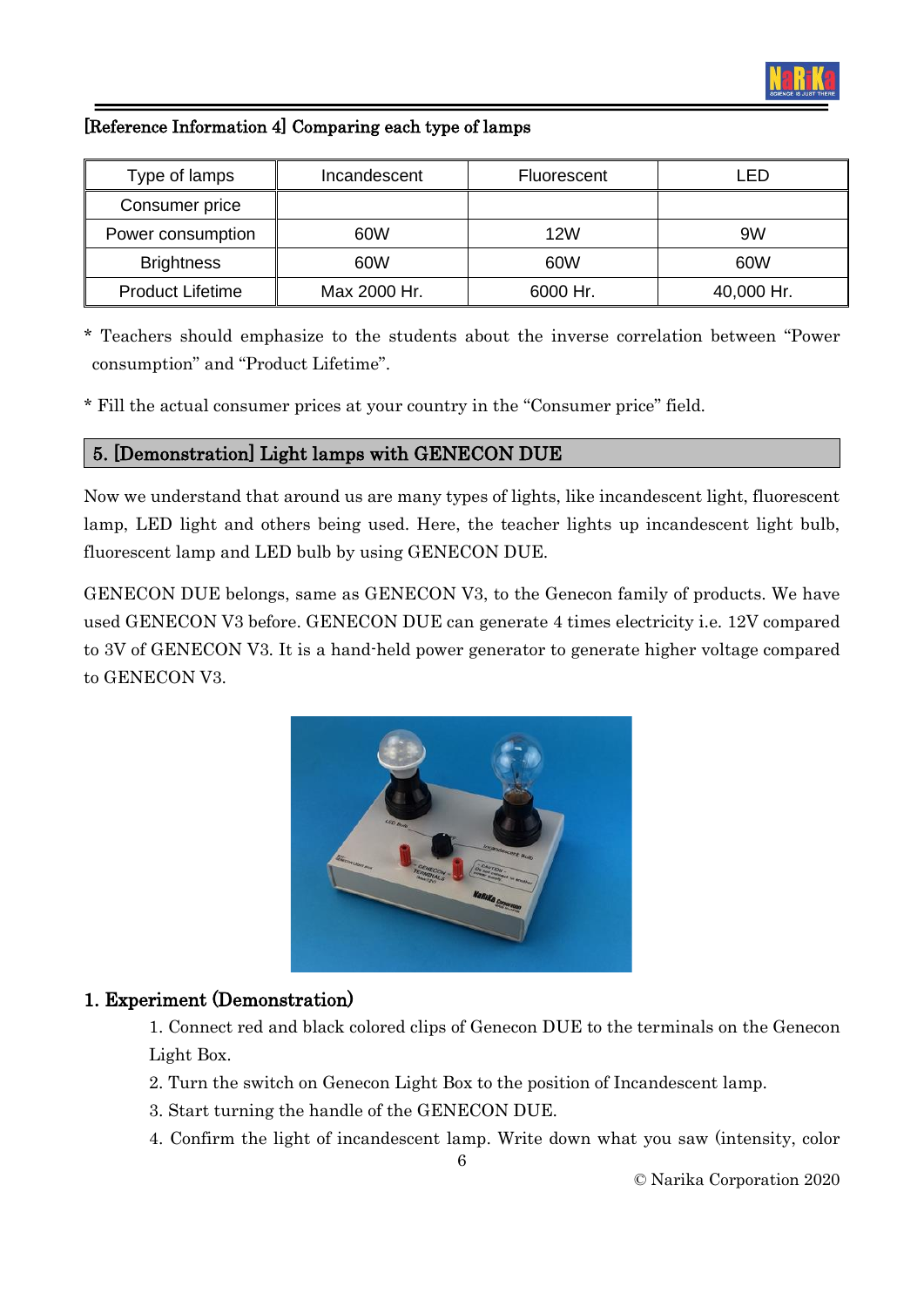### [Reference Information 4] Comparing each type of lamps

| Type of lamps | Incandescent | Fluorescent | LED |
|---|---|---|---|
| Consumer price | | | |
| Power consumption | 60W | 12W | 9W |
| Brightness | 60W | 60W | 60W |
| Product Lifetime | Max 2000 Hr. | 6000 Hr. | 40,000 Hr. |

* Teachers should emphasize to the students about the inverse correlation between "Power consumption" and "Product Lifetime".

* Fill the actual consumer prices at your country in the "Consumer price" field.

## 5. [Demonstration] Light lamps with GENECON DUE

Now we understand that around us are many types of lights, like incandescent light, fluorescent lamp, LED light and others being used. Here, the teacher lights up incandescent light bulb, fluorescent lamp and LED bulb by using GENECON DUE.

GENECON DUE belongs, same as GENECON V3, to the Genecon family of products. We have used GENECON V3 before. GENECON DUE can generate 4 times electricity i.e. 12V compared to 3V of GENECON V3. It is a hand-held power generator to generate higher voltage compared to GENECON V3.

### 1. Experiment (Demonstration)

1. Connect red and black colored clips of Genecon DUE to the terminals on the Genecon Light Box.
2. Turn the switch on Genecon Light Box to the position of Incandescent lamp.
3. Start turning the handle of the GENECON DUE.
4. Confirm the light of incandescent lamp. Write down what you saw (intensity, color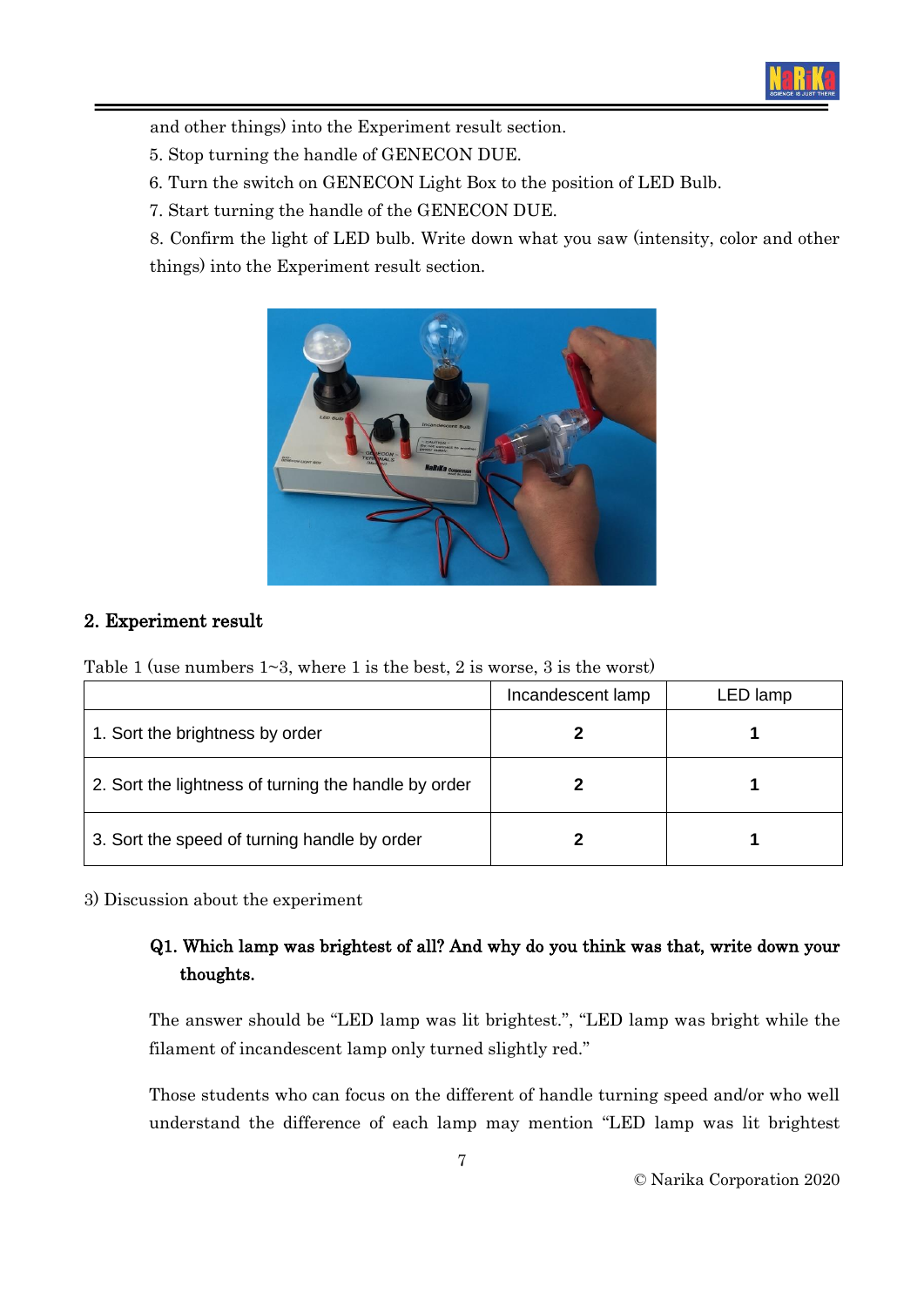and other things) into the Experiment result section.

5. Stop turning the handle of GENECON DUE.

6. Turn the switch on GENECON Light Box to the position of LED Bulb.

7. Start turning the handle of the GENECON DUE.

8. Confirm the light of LED bulb. Write down what you saw (intensity, color and other things) into the Experiment result section.

## 2. Experiment result

Table 1 (use numbers 1~3, where 1 is the best, 2 is worse, 3 is the worst)

| | Incandescent lamp | LED lamp |
|---|---|---|
| 1. Sort the brightness by order | **2** | **1** |
| 2. Sort the lightness of turning the handle by order | **2** | **1** |
| 3. Sort the speed of turning handle by order | **2** | **1** |

3) Discussion about the experiment

**Q1. Which lamp was brightest of all? And why do you think was that, write down your thoughts.**

The answer should be "LED lamp was lit brightest.", "LED lamp was bright while the filament of incandescent lamp only turned slightly red."

Those students who can focus on the different of handle turning speed and/or who well understand the difference of each lamp may mention "LED lamp was lit brightest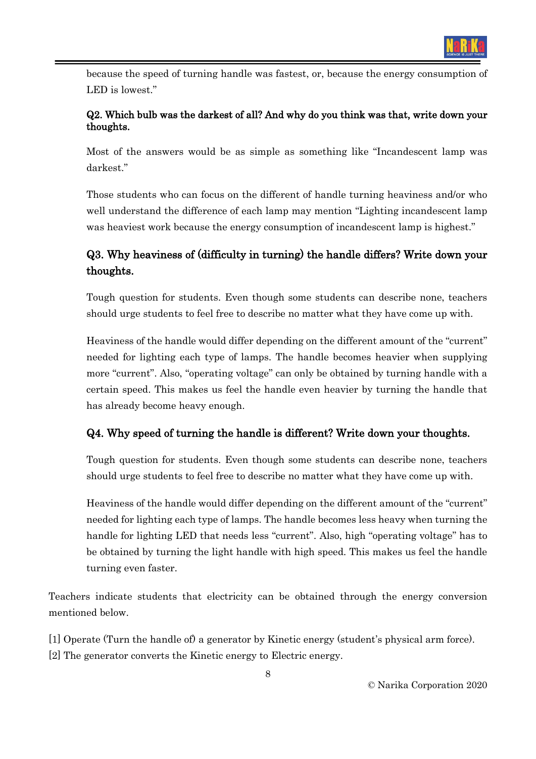because the speed of turning handle was fastest, or, because the energy consumption of LED is lowest."

**Q2. Which bulb was the darkest of all? And why do you think was that, write down your thoughts.**

Most of the answers would be as simple as something like "Incandescent lamp was darkest."

Those students who can focus on the different of handle turning heaviness and/or who well understand the difference of each lamp may mention "Lighting incandescent lamp was heaviest work because the energy consumption of incandescent lamp is highest."

### Q3. Why heaviness of (difficulty in turning) the handle differs? Write down your thoughts.

Tough question for students. Even though some students can describe none, teachers should urge students to feel free to describe no matter what they have come up with.

Heaviness of the handle would differ depending on the different amount of the "current" needed for lighting each type of lamps. The handle becomes heavier when supplying more "current". Also, "operating voltage" can only be obtained by turning handle with a certain speed. This makes us feel the handle even heavier by turning the handle that has already become heavy enough.

### Q4. Why speed of turning the handle is different? Write down your thoughts.

Tough question for students. Even though some students can describe none, teachers should urge students to feel free to describe no matter what they have come up with.

Heaviness of the handle would differ depending on the different amount of the "current" needed for lighting each type of lamps. The handle becomes less heavy when turning the handle for lighting LED that needs less "current". Also, high "operating voltage" has to be obtained by turning the light handle with high speed. This makes us feel the handle turning even faster.

Teachers indicate students that electricity can be obtained through the energy conversion mentioned below.

[1] Operate (Turn the handle of) a generator by Kinetic energy (student's physical arm force).
[2] The generator converts the Kinetic energy to Electric energy.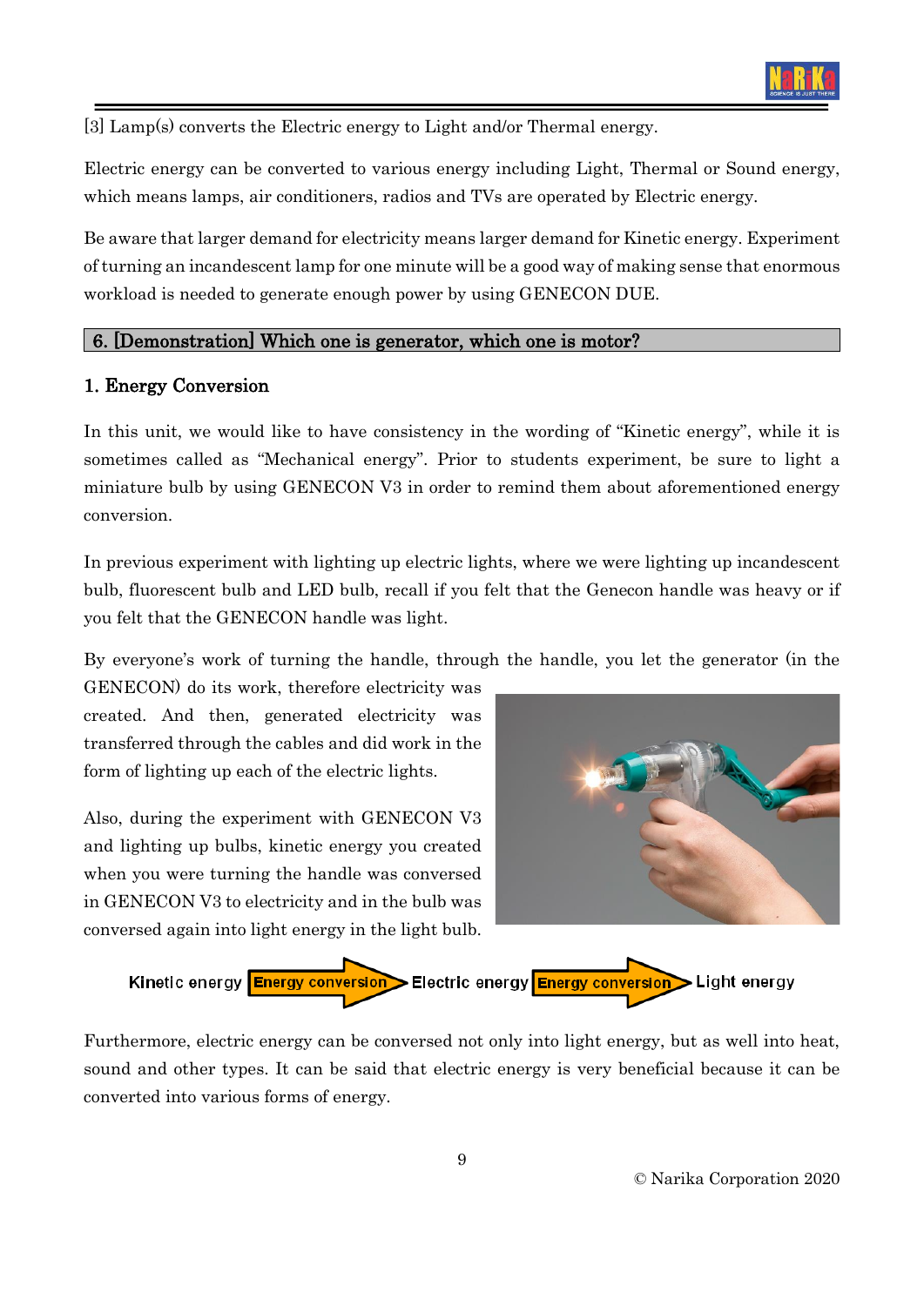[3] Lamp(s) converts the Electric energy to Light and/or Thermal energy.

Electric energy can be converted to various energy including Light, Thermal or Sound energy, which means lamps, air conditioners, radios and TVs are operated by Electric energy.

Be aware that larger demand for electricity means larger demand for Kinetic energy. Experiment of turning an incandescent lamp for one minute will be a good way of making sense that enormous workload is needed to generate enough power by using GENECON DUE.

## 6. [Demonstration] Which one is generator, which one is motor?

### 1. Energy Conversion

In this unit, we would like to have consistency in the wording of "Kinetic energy", while it is sometimes called as "Mechanical energy". Prior to students experiment, be sure to light a miniature bulb by using GENECON V3 in order to remind them about aforementioned energy conversion.

In previous experiment with lighting up electric lights, where we were lighting up incandescent bulb, fluorescent bulb and LED bulb, recall if you felt that the Genecon handle was heavy or if you felt that the GENECON handle was light.

By everyone's work of turning the handle, through the handle, you let the generator (in the GENECON) do its work, therefore electricity was created. And then, generated electricity was transferred through the cables and did work in the form of lighting up each of the electric lights.

Also, during the experiment with GENECON V3 and lighting up bulbs, kinetic energy you created when you were turning the handle was conversed in GENECON V3 to electricity and in the bulb was conversed again into light energy in the light bulb.

Kinetic energy → Energy conversion → Electric energy → Energy conversion → Light energy

Furthermore, electric energy can be conversed not only into light energy, but as well into heat, sound and other types. It can be said that electric energy is very beneficial because it can be converted into various forms of energy.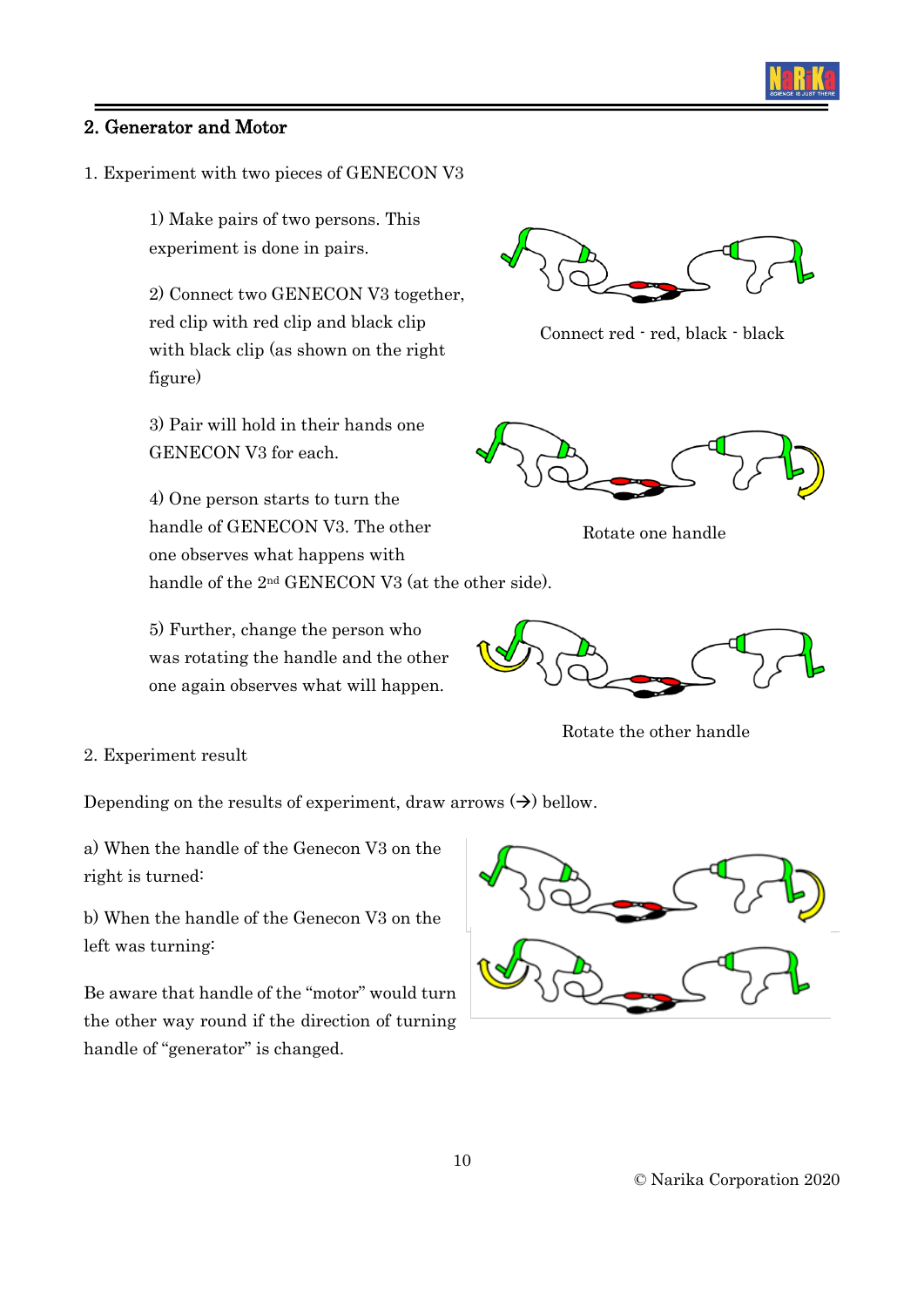## 2. Generator and Motor

1. Experiment with two pieces of GENECON V3

1) Make pairs of two persons. This experiment is done in pairs.

2) Connect two GENECON V3 together, red clip with red clip and black clip with black clip (as shown on the right figure)

Connect red - red, black - black

3) Pair will hold in their hands one GENECON V3 for each.

4) One person starts to turn the handle of GENECON V3. The other one observes what happens with handle of the 2nd GENECON V3 (at the other side).

Rotate one handle

5) Further, change the person who was rotating the handle and the other one again observes what will happen.

Rotate the other handle

2. Experiment result

Depending on the results of experiment, draw arrows (→) bellow.

a) When the handle of the Genecon V3 on the right is turned:

b) When the handle of the Genecon V3 on the left was turning:

Be aware that handle of the "motor" would turn the other way round if the direction of turning handle of "generator" is changed.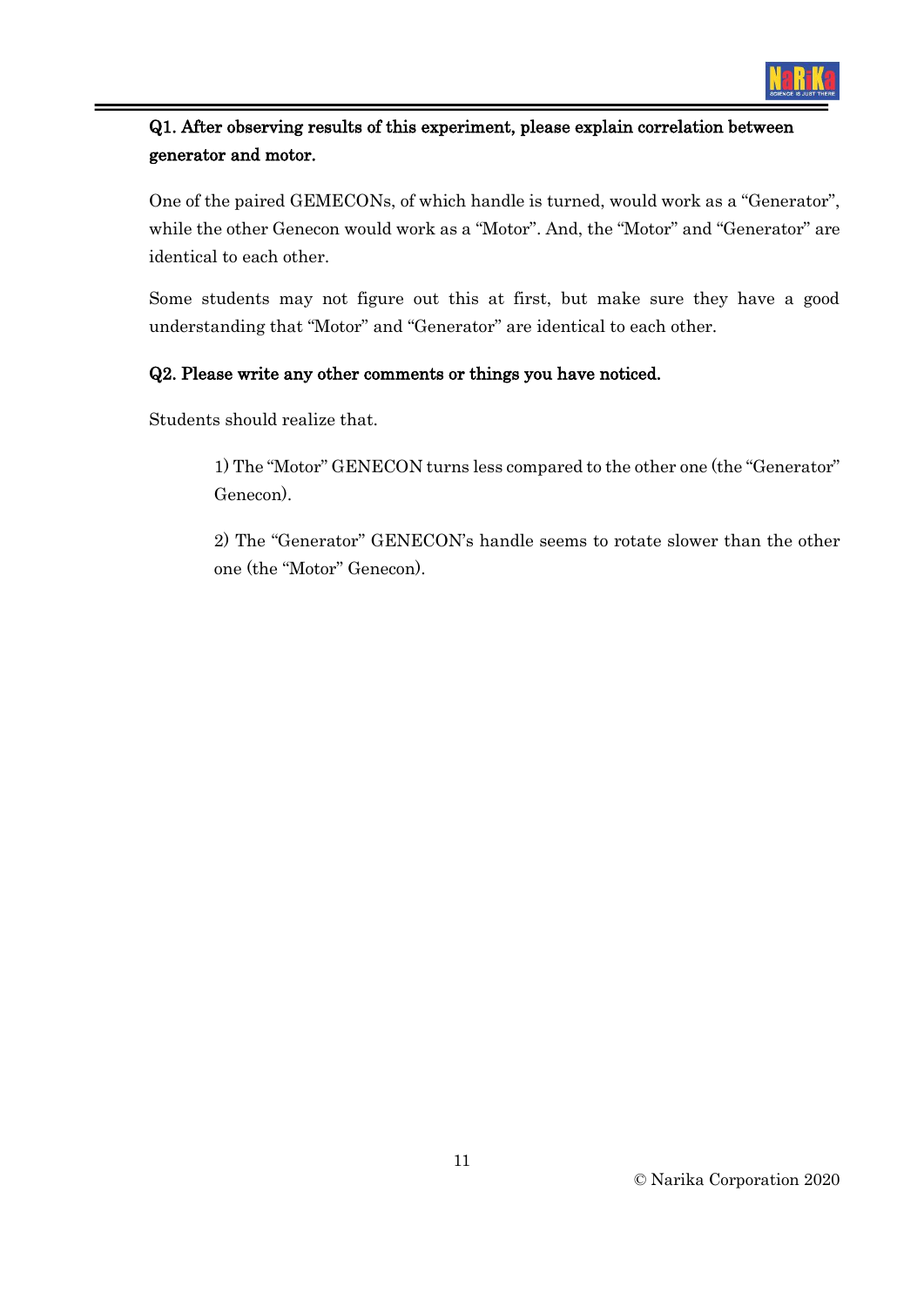**Q1. After observing results of this experiment, please explain correlation between generator and motor.**

One of the paired GEMECONs, of which handle is turned, would work as a "Generator", while the other Genecon would work as a "Motor". And, the "Motor" and "Generator" are identical to each other.

Some students may not figure out this at first, but make sure they have a good understanding that "Motor" and "Generator" are identical to each other.

**Q2. Please write any other comments or things you have noticed.**

Students should realize that.

1) The "Motor" GENECON turns less compared to the other one (the "Generator" Genecon).

2) The "Generator" GENECON's handle seems to rotate slower than the other one (the "Motor" Genecon).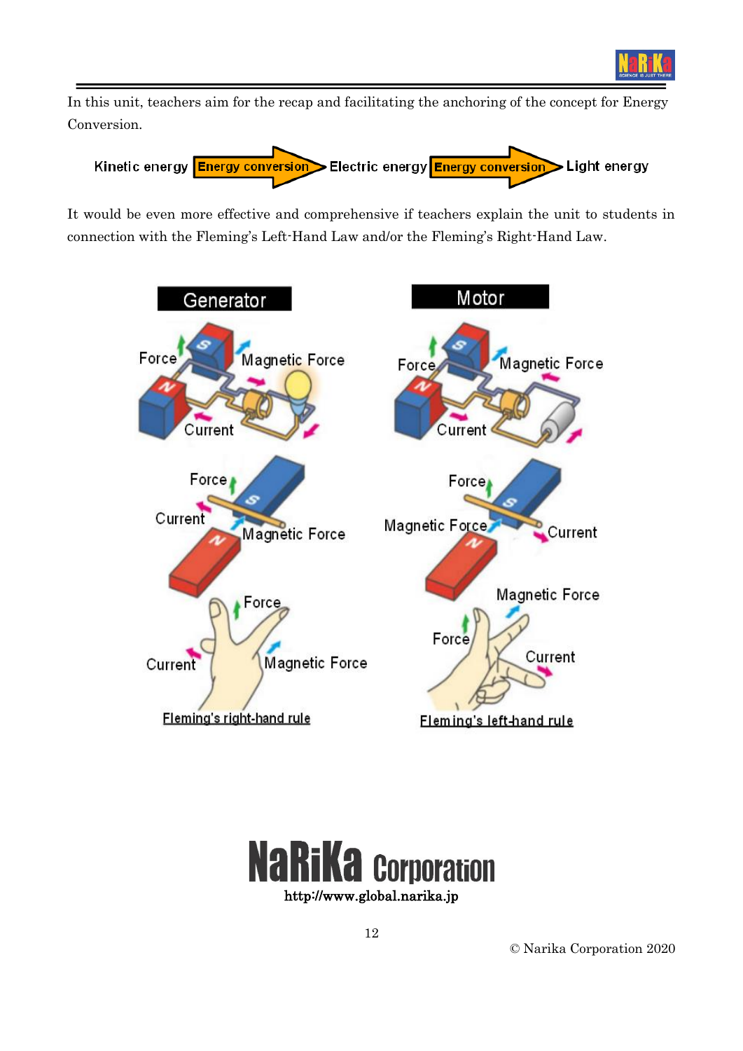In this unit, teachers aim for the recap and facilitating the anchoring of the concept for Energy Conversion.

Kinetic energy **Energy conversion** → Electric energy **Energy conversion** → Light energy

It would be even more effective and comprehensive if teachers explain the unit to students in connection with the Fleming's Left-Hand Law and/or the Fleming's Right-Hand Law.

Generator

Force
Magnetic Force
Current

Force
Current
Magnetic Force

Force
Current
Magnetic Force

Fleming's right-hand rule

Motor

Force
Magnetic Force
Current

Force
Magnetic Force
Current

Magnetic Force
Force
Current

Fleming's left-hand rule

**NaRiKa Corporation**
http://www.global.narika.jp

© Narika Corporation 2020